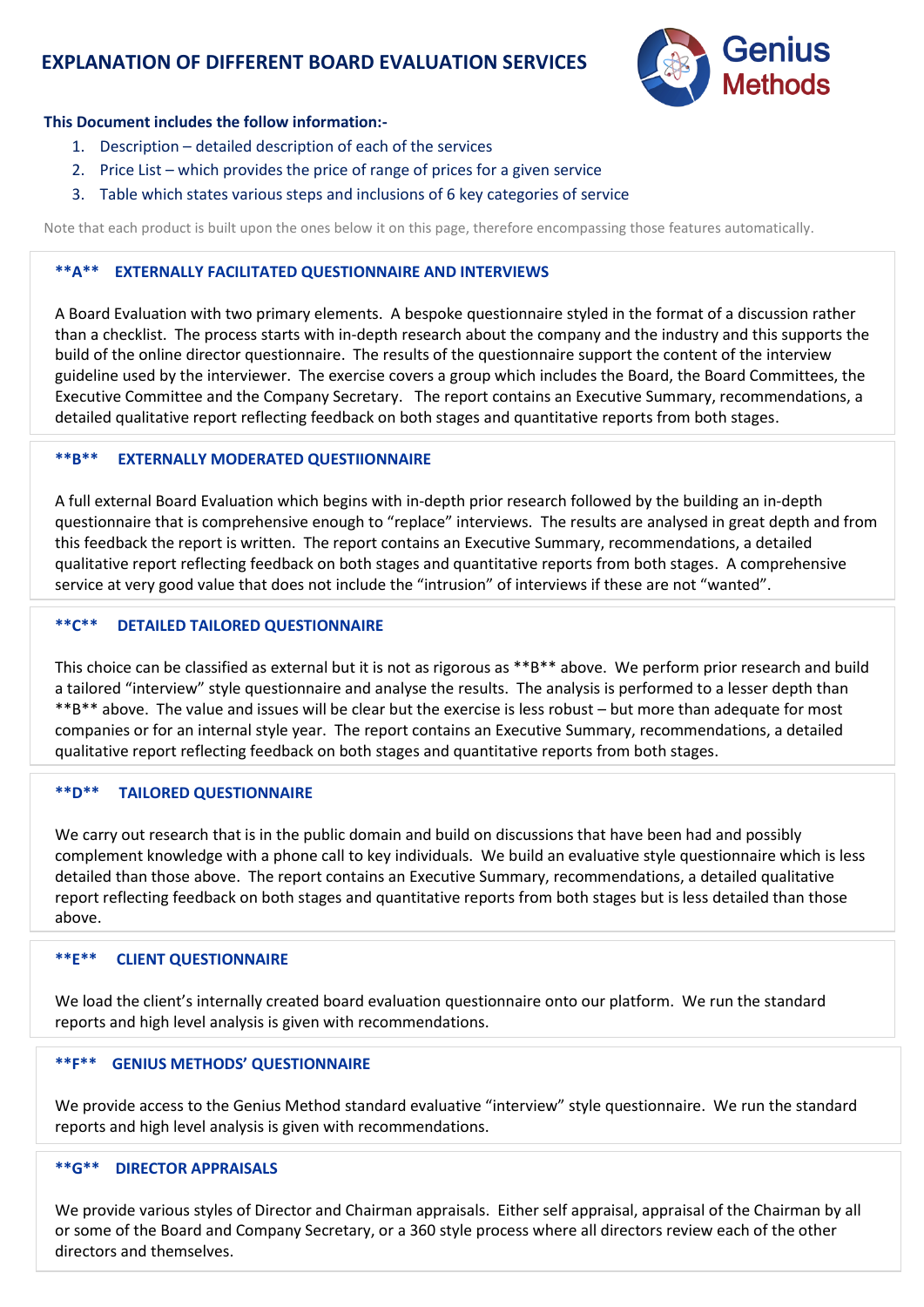# EXPLANATION OF DIFFERENT BOARD EVALUATION SERVICES

Genius Methods

**This Document includes the follow information:-**

1. Description – detailed description of each of the services
2. Price List – which provides the price of range of prices for a given service
3. Table which states various steps and inclusions of 6 key categories of service

Note that each product is built upon the ones below it on this page, therefore encompassing those features automatically.

### **A** EXTERNALLY FACILITATED QUESTIONNAIRE AND INTERVIEWS

A Board Evaluation with two primary elements. A bespoke questionnaire styled in the format of a discussion rather than a checklist. The process starts with in-depth research about the company and the industry and this supports the build of the online director questionnaire. The results of the questionnaire support the content of the interview guideline used by the interviewer. The exercise covers a group which includes the Board, the Board Committees, the Executive Committee and the Company Secretary. The report contains an Executive Summary, recommendations, a detailed qualitative report reflecting feedback on both stages and quantitative reports from both stages.

### **B** EXTERNALLY MODERATED QUESTIIONNAIRE

A full external Board Evaluation which begins with in-depth prior research followed by the building an in-depth questionnaire that is comprehensive enough to "replace" interviews. The results are analysed in great depth and from this feedback the report is written. The report contains an Executive Summary, recommendations, a detailed qualitative report reflecting feedback on both stages and quantitative reports from both stages. A comprehensive service at very good value that does not include the "intrusion" of interviews if these are not "wanted".

### **C** DETAILED TAILORED QUESTIONNAIRE

This choice can be classified as external but it is not as rigorous as **B** above. We perform prior research and build a tailored "interview" style questionnaire and analyse the results. The analysis is performed to a lesser depth than **B** above. The value and issues will be clear but the exercise is less robust – but more than adequate for most companies or for an internal style year. The report contains an Executive Summary, recommendations, a detailed qualitative report reflecting feedback on both stages and quantitative reports from both stages.

### **D** TAILORED QUESTIONNAIRE

We carry out research that is in the public domain and build on discussions that have been had and possibly complement knowledge with a phone call to key individuals. We build an evaluative style questionnaire which is less detailed than those above. The report contains an Executive Summary, recommendations, a detailed qualitative report reflecting feedback on both stages and quantitative reports from both stages but is less detailed than those above.

### **E** CLIENT QUESTIONNAIRE

We load the client's internally created board evaluation questionnaire onto our platform. We run the standard reports and high level analysis is given with recommendations.

### **F** GENIUS METHODS' QUESTIONNAIRE

We provide access to the Genius Method standard evaluative "interview" style questionnaire. We run the standard reports and high level analysis is given with recommendations.

### **G** DIRECTOR APPRAISALS

We provide various styles of Director and Chairman appraisals. Either self appraisal, appraisal of the Chairman by all or some of the Board and Company Secretary, or a 360 style process where all directors review each of the other directors and themselves.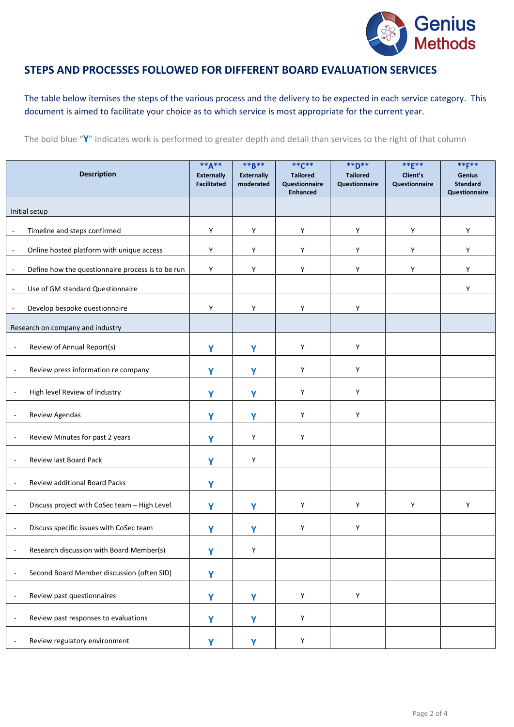## STEPS AND PROCESSES FOLLOWED FOR DIFFERENT BOARD EVALUATION SERVICES

The table below itemises the steps of the various process and the delivery to be expected in each service category. This document is aimed to facilitate your choice as to which service is most appropriate for the current year.

The bold blue "**Y**" indicates work is performed to greater depth and detail than services to the right of that column

| Description | **A** Externally Facilitated | **B** Externally moderated | **C** Tailored Questionnaire Enhanced | **D** Tailored Questionnaire | **E** Client's Questionnaire | **F** Genius Standard Questionnaire |
|---|---|---|---|---|---|---|
| Initial setup | | | | | | |
| - Timeline and steps confirmed | Y | Y | Y | Y | Y | Y |
| - Online hosted platform with unique access | Y | Y | Y | Y | Y | Y |
| - Define how the questionnaire process is to be run | Y | Y | Y | Y | Y | Y |
| - Use of GM standard Questionnaire | | | | | | Y |
| - Develop bespoke questionnaire | Y | Y | Y | Y | | |
| Research on company and industry | | | | | | |
| - Review of Annual Report(s) | **Y** | **Y** | Y | Y | | |
| - Review press information re company | **Y** | **Y** | Y | Y | | |
| - High level Review of Industry | **Y** | **Y** | Y | Y | | |
| - Review Agendas | **Y** | **Y** | Y | Y | | |
| - Review Minutes for past 2 years | **Y** | Y | Y | | | |
| - Review last Board Pack | **Y** | Y | | | | |
| - Review additional Board Packs | **Y** | | | | | |
| - Discuss project with CoSec team – High Level | **Y** | **Y** | Y | Y | Y | Y |
| - Discuss specific issues with CoSec team | **Y** | **Y** | Y | Y | | |
| - Research discussion with Board Member(s) | **Y** | Y | | | | |
| - Second Board Member discussion (often SID) | **Y** | | | | | |
| - Review past questionnaires | **Y** | **Y** | Y | Y | | |
| - Review past responses to evaluations | **Y** | **Y** | Y | | | |
| - Review regulatory environment | **Y** | **Y** | Y | | | |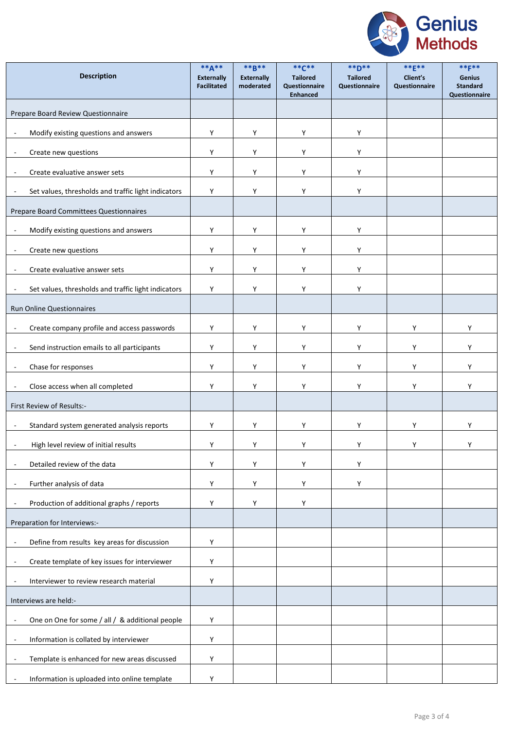| Description | **A** Externally Facilitated | **B** Externally moderated | **C** Tailored Questionnaire Enhanced | **D** Tailored Questionnaire | **E** Client's Questionnaire | **F** Genius Standard Questionnaire |
|---|---|---|---|---|---|---|
| Prepare Board Review Questionnaire | | | | | | |
| - Modify existing questions and answers | Y | Y | Y | Y | | |
| - Create new questions | Y | Y | Y | Y | | |
| - Create evaluative answer sets | Y | Y | Y | Y | | |
| - Set values, thresholds and traffic light indicators | Y | Y | Y | Y | | |
| Prepare Board Committees Questionnaires | | | | | | |
| - Modify existing questions and answers | Y | Y | Y | Y | | |
| - Create new questions | Y | Y | Y | Y | | |
| - Create evaluative answer sets | Y | Y | Y | Y | | |
| - Set values, thresholds and traffic light indicators | Y | Y | Y | Y | | |
| Run Online Questionnaires | | | | | | |
| - Create company profile and access passwords | Y | Y | Y | Y | Y | Y |
| - Send instruction emails to all participants | Y | Y | Y | Y | Y | Y |
| - Chase for responses | Y | Y | Y | Y | Y | Y |
| - Close access when all completed | Y | Y | Y | Y | Y | Y |
| First Review of Results:- | | | | | | |
| - Standard system generated analysis reports | Y | Y | Y | Y | Y | Y |
| - High level review of initial results | Y | Y | Y | Y | Y | Y |
| - Detailed review of the data | Y | Y | Y | Y | | |
| - Further analysis of data | Y | Y | Y | Y | | |
| - Production of additional graphs / reports | Y | Y | Y | | | |
| Preparation for Interviews:- | | | | | | |
| - Define from results key areas for discussion | Y | | | | | |
| - Create template of key issues for interviewer | Y | | | | | |
| - Interviewer to review research material | Y | | | | | |
| Interviews are held:- | | | | | | |
| - One on One for some / all / & additional people | Y | | | | | |
| - Information is collated by interviewer | Y | | | | | |
| - Template is enhanced for new areas discussed | Y | | | | | |
| - Information is uploaded into online template | Y | | | | | |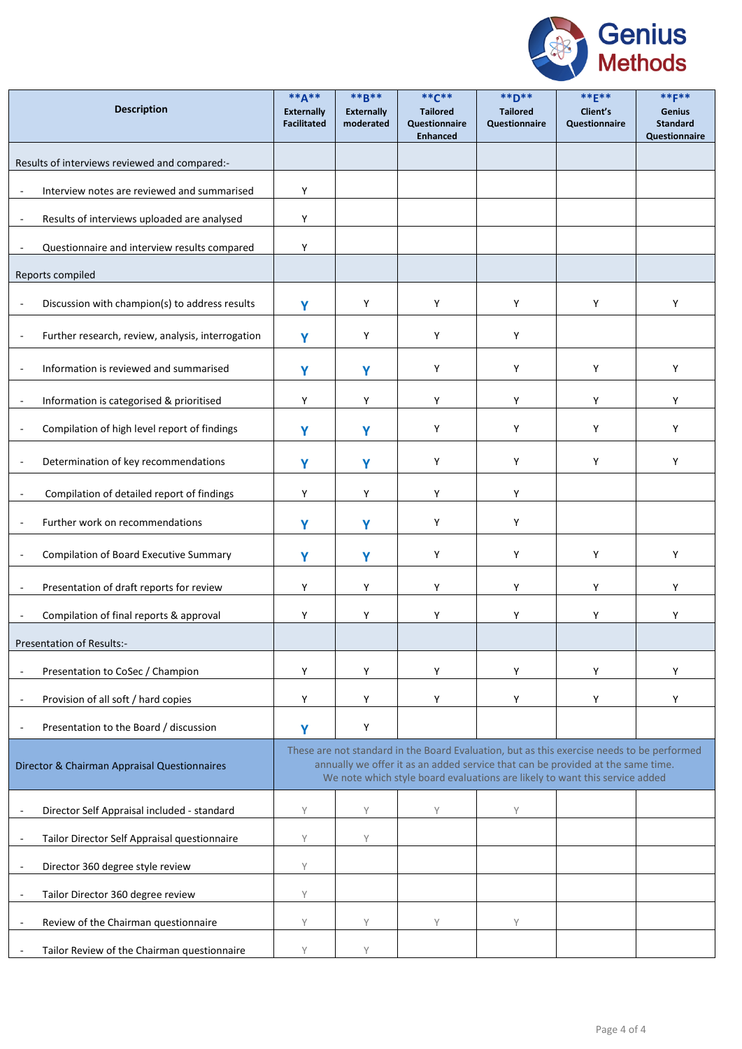| Description | \*\*A\*\* Externally Facilitated | \*\*B\*\* Externally moderated | \*\*C\*\* Tailored Questionnaire Enhanced | \*\*D\*\* Tailored Questionnaire | \*\*E\*\* Client's Questionnaire | \*\*F\*\* Genius Standard Questionnaire |
|---|---|---|---|---|---|---|
| Results of interviews reviewed and compared:- | | | | | | |
| - Interview notes are reviewed and summarised | Y | | | | | |
| - Results of interviews uploaded are analysed | Y | | | | | |
| - Questionnaire and interview results compared | Y | | | | | |
| Reports compiled | | | | | | |
| - Discussion with champion(s) to address results | Y | Y | Y | Y | Y | Y |
| - Further research, review, analysis, interrogation | Y | Y | Y | Y | | |
| - Information is reviewed and summarised | Y | Y | Y | Y | Y | Y |
| - Information is categorised & prioritised | Y | Y | Y | Y | Y | Y |
| - Compilation of high level report of findings | Y | Y | Y | Y | Y | Y |
| - Determination of key recommendations | Y | Y | Y | Y | Y | Y |
| - Compilation of detailed report of findings | Y | Y | Y | Y | | |
| - Further work on recommendations | Y | Y | Y | Y | | |
| - Compilation of Board Executive Summary | Y | Y | Y | Y | Y | Y |
| - Presentation of draft reports for review | Y | Y | Y | Y | Y | Y |
| - Compilation of final reports & approval | Y | Y | Y | Y | Y | Y |
| Presentation of Results:- | | | | | | |
| - Presentation to CoSec / Champion | Y | Y | Y | Y | Y | Y |
| - Provision of all soft / hard copies | Y | Y | Y | Y | Y | Y |
| - Presentation to the Board / discussion | Y | Y | | | | |
| Director & Chairman Appraisal Questionnaires | These are not standard in the Board Evaluation, but as this exercise needs to be performed annually we offer it as an added service that can be provided at the same time. We note which style board evaluations are likely to want this service added | | | | | |
| - Director Self Appraisal included - standard | Y | Y | Y | Y | | |
| - Tailor Director Self Appraisal questionnaire | Y | Y | | | | |
| - Director 360 degree style review | Y | | | | | |
| - Tailor Director 360 degree review | Y | | | | | |
| - Review of the Chairman questionnaire | Y | Y | Y | Y | | |
| - Tailor Review of the Chairman questionnaire | Y | Y | | | | |